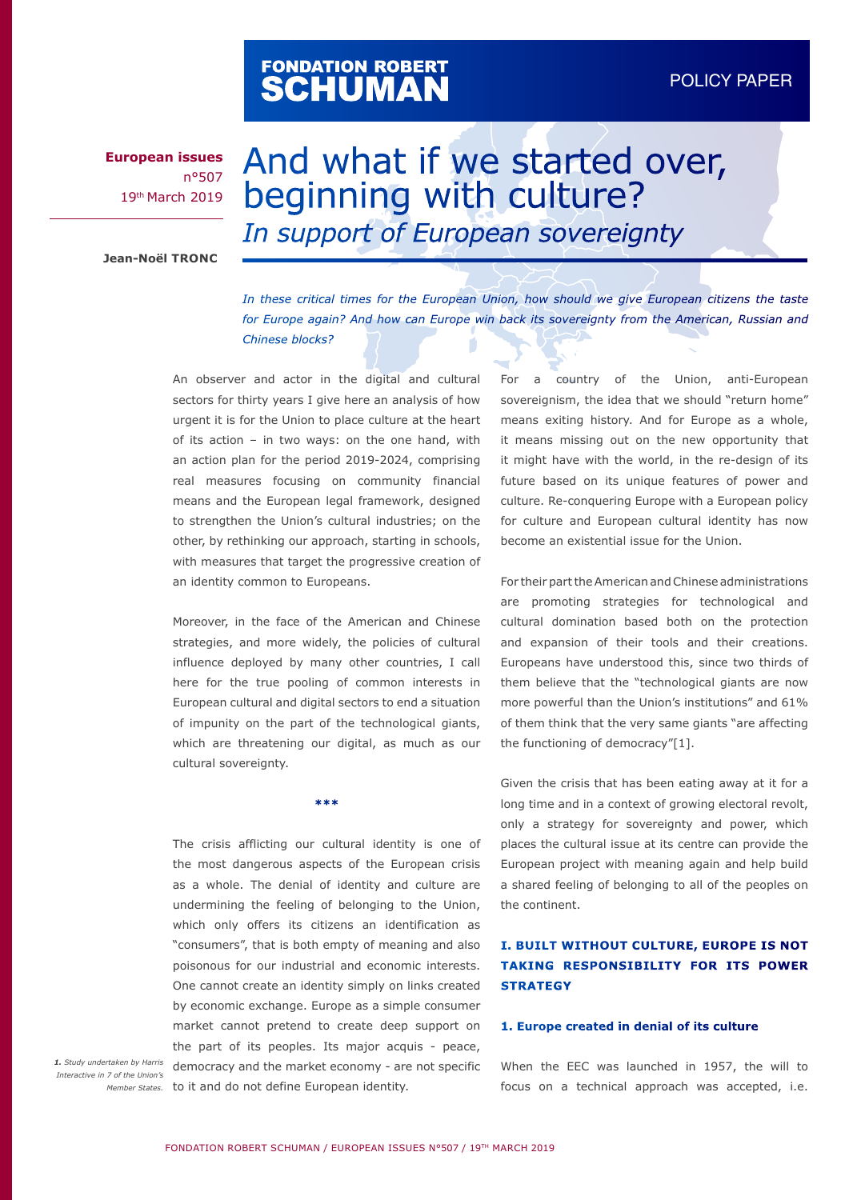FONDATION ROBERT SCHUMAN

POLICY PAPER

**European issues**
n°507
19th March 2019

# And what if we started over, beginning with culture?

## *In support of European sovereignty*

**Jean-Noël TRONC**

*In these critical times for the European Union, how should we give European citizens the taste for Europe again? And how can Europe win back its sovereignty from the American, Russian and Chinese blocks?*

An observer and actor in the digital and cultural sectors for thirty years I give here an analysis of how urgent it is for the Union to place culture at the heart of its action – in two ways: on the one hand, with an action plan for the period 2019-2024, comprising real measures focusing on community financial means and the European legal framework, designed to strengthen the Union's cultural industries; on the other, by rethinking our approach, starting in schools, with measures that target the progressive creation of an identity common to Europeans.

Moreover, in the face of the American and Chinese strategies, and more widely, the policies of cultural influence deployed by many other countries, I call here for the true pooling of common interests in European cultural and digital sectors to end a situation of impunity on the part of the technological giants, which are threatening our digital, as much as our cultural sovereignty.

\*\*\*

The crisis afflicting our cultural identity is one of the most dangerous aspects of the European crisis as a whole. The denial of identity and culture are undermining the feeling of belonging to the Union, which only offers its citizens an identification as "consumers", that is both empty of meaning and also poisonous for our industrial and economic interests. One cannot create an identity simply on links created by economic exchange. Europe as a simple consumer market cannot pretend to create deep support on the part of its peoples. Its major acquis - peace, democracy and the market economy - are not specific to it and do not define European identity.

For a country of the Union, anti-European sovereignism, the idea that we should "return home" means exiting history. And for Europe as a whole, it means missing out on the new opportunity that it might have with the world, in the re-design of its future based on its unique features of power and culture. Re-conquering Europe with a European policy for culture and European cultural identity has now become an existential issue for the Union.

For their part the American and Chinese administrations are promoting strategies for technological and cultural domination based both on the protection and expansion of their tools and their creations. Europeans have understood this, since two thirds of them believe that the "technological giants are now more powerful than the Union's institutions" and 61% of them think that the very same giants "are affecting the functioning of democracy"[1].

Given the crisis that has been eating away at it for a long time and in a context of growing electoral revolt, only a strategy for sovereignty and power, which places the cultural issue at its centre can provide the European project with meaning again and help build a shared feeling of belonging to all of the peoples on the continent.

### I. BUILT WITHOUT CULTURE, EUROPE IS NOT TAKING RESPONSIBILITY FOR ITS POWER STRATEGY

#### 1. Europe created in denial of its culture

When the EEC was launched in 1957, the will to focus on a technical approach was accepted, i.e.

*1. Study undertaken by Harris Interactive in 7 of the Union's Member States.*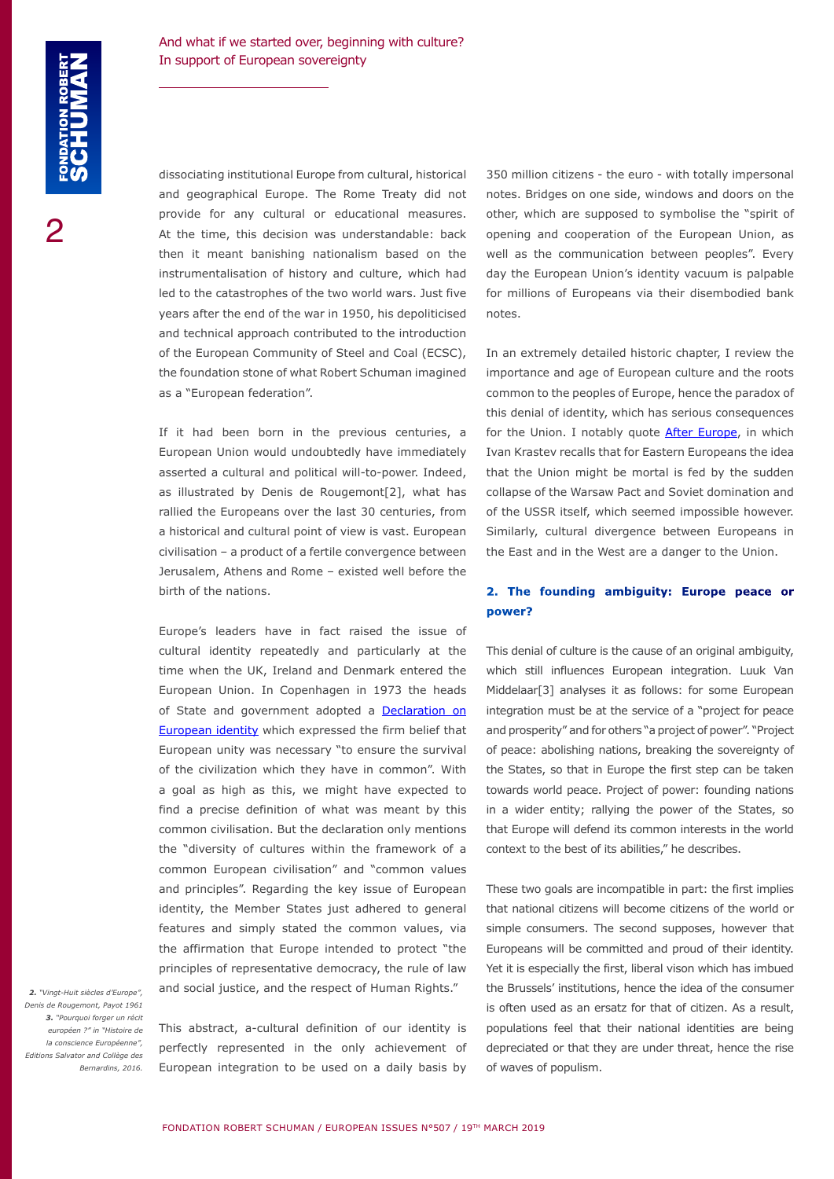dissociating institutional Europe from cultural, historical and geographical Europe. The Rome Treaty did not provide for any cultural or educational measures. At the time, this decision was understandable: back then it meant banishing nationalism based on the instrumentalisation of history and culture, which had led to the catastrophes of the two world wars. Just five years after the end of the war in 1950, his depoliticised and technical approach contributed to the introduction of the European Community of Steel and Coal (ECSC), the foundation stone of what Robert Schuman imagined as a "European federation".

If it had been born in the previous centuries, a European Union would undoubtedly have immediately asserted a cultural and political will-to-power. Indeed, as illustrated by Denis de Rougemont[2], what has rallied the Europeans over the last 30 centuries, from a historical and cultural point of view is vast. European civilisation – a product of a fertile convergence between Jerusalem, Athens and Rome – existed well before the birth of the nations.

Europe's leaders have in fact raised the issue of cultural identity repeatedly and particularly at the time when the UK, Ireland and Denmark entered the European Union. In Copenhagen in 1973 the heads of State and government adopted a [Declaration on European identity] which expressed the firm belief that European unity was necessary "to ensure the survival of the civilization which they have in common". With a goal as high as this, we might have expected to find a precise definition of what was meant by this common civilisation. But the declaration only mentions the "diversity of cultures within the framework of a common European civilisation" and "common values and principles". Regarding the key issue of European identity, the Member States just adhered to general features and simply stated the common values, via the affirmation that Europe intended to protect "the principles of representative democracy, the rule of law and social justice, and the respect of Human Rights."

This abstract, a-cultural definition of our identity is perfectly represented in the only achievement of European integration to be used on a daily basis by 350 million citizens - the euro - with totally impersonal notes. Bridges on one side, windows and doors on the other, which are supposed to symbolise the "spirit of opening and cooperation of the European Union, as well as the communication between peoples". Every day the European Union's identity vacuum is palpable for millions of Europeans via their disembodied bank notes.

In an extremely detailed historic chapter, I review the importance and age of European culture and the roots common to the peoples of Europe, hence the paradox of this denial of identity, which has serious consequences for the Union. I notably quote [After Europe], in which Ivan Krastev recalls that for Eastern Europeans the idea that the Union might be mortal is fed by the sudden collapse of the Warsaw Pact and Soviet domination and of the USSR itself, which seemed impossible however. Similarly, cultural divergence between Europeans in the East and in the West are a danger to the Union.

## 2. The founding ambiguity: Europe peace or power?

This denial of culture is the cause of an original ambiguity, which still influences European integration. Luuk Van Middelaar[3] analyses it as follows: for some European integration must be at the service of a "project for peace and prosperity" and for others "a project of power". "Project of peace: abolishing nations, breaking the sovereignty of the States, so that in Europe the first step can be taken towards world peace. Project of power: founding nations in a wider entity; rallying the power of the States, so that Europe will defend its common interests in the world context to the best of its abilities," he describes.

These two goals are incompatible in part: the first implies that national citizens will become citizens of the world or simple consumers. The second supposes, however that Europeans will be committed and proud of their identity. Yet it is especially the first, liberal vison which has imbued the Brussels' institutions, hence the idea of the consumer is often used as an ersatz for that of citizen. As a result, populations feel that their national identities are being depreciated or that they are under threat, hence the rise of waves of populism.

*2. "Vingt-Huit siècles d'Europe", Denis de Rougemont, Payot 1961*

*3. "Pourquoi forger un récit européen ?" in "Histoire de la conscience Européenne", Editions Salvator and Collège des Bernardins, 2016.*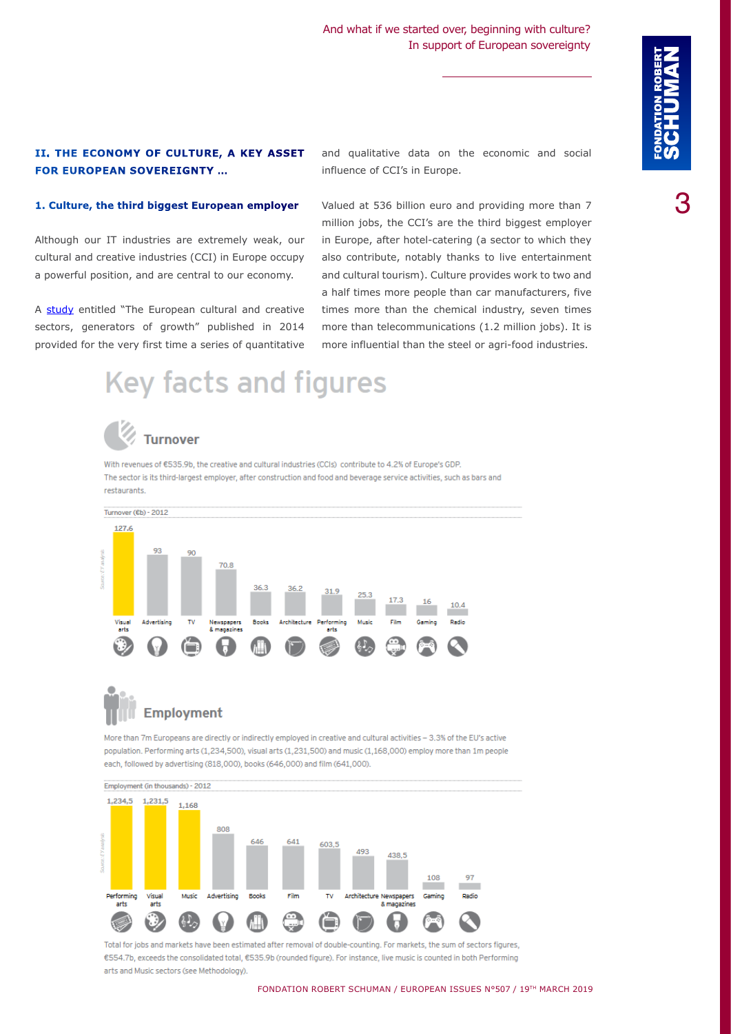## II. THE ECONOMY OF CULTURE, A KEY ASSET FOR EUROPEAN SOVEREIGNTY …

### 1. Culture, the third biggest European employer

Although our IT industries are extremely weak, our cultural and creative industries (CCI) in Europe occupy a powerful position, and are central to our economy.

A study entitled "The European cultural and creative sectors, generators of growth" published in 2014 provided for the very first time a series of quantitative and qualitative data on the economic and social influence of CCI's in Europe.

Valued at 536 billion euro and providing more than 7 million jobs, the CCI's are the third biggest employer in Europe, after hotel-catering (a sector to which they also contribute, notably thanks to live entertainment and cultural tourism). Culture provides work to two and a half times more people than car manufacturers, five times more than the chemical industry, seven times more than telecommunications (1.2 million jobs). It is more influential than the steel or agri-food industries.

# Key facts and figures

## Turnover

With revenues of €535.9b, the creative and cultural industries (CCIs) contribute to 4.2% of Europe's GDP. The sector is its third-largest employer, after construction and food and beverage service activities, such as bars and restaurants.

Turnover (€b) - 2012

| Sector | Turnover (€b) |
|---|---|
| Visual arts | 127.6 |
| Advertising | 93 |
| TV | 90 |
| Newspapers & magazines | 70.8 |
| Books | 36.3 |
| Architecture | 36.2 |
| Performing arts | 31.9 |
| Music | 25.3 |
| Film | 17.3 |
| Gaming | 16 |
| Radio | 10.4 |

Source: EY analysis

## Employment

More than 7m Europeans are directly or indirectly employed in creative and cultural activities – 3.3% of the EU's active population. Performing arts (1,234,500), visual arts (1,231,500) and music (1,168,000) employ more than 1m people each, followed by advertising (818,000), books (646,000) and film (641,000).

Employment (in thousands) - 2012

| Sector | Employment (in thousands) |
|---|---|
| Performing arts | 1,234,5 |
| Visual arts | 1,231,5 |
| Music | 1,168 |
| Advertising | 808 |
| Books | 646 |
| Film | 641 |
| TV | 603,5 |
| Architecture | 493 |
| Newspapers & magazines | 438,5 |
| Gaming | 108 |
| Radio | 97 |

Source: EY analysis

Total for jobs and markets have been estimated after removal of double-counting. For markets, the sum of sectors figures, €554.7b, exceeds the consolidated total, €535.9b (rounded figure). For instance, live music is counted in both Performing arts and Music sectors (see Methodology).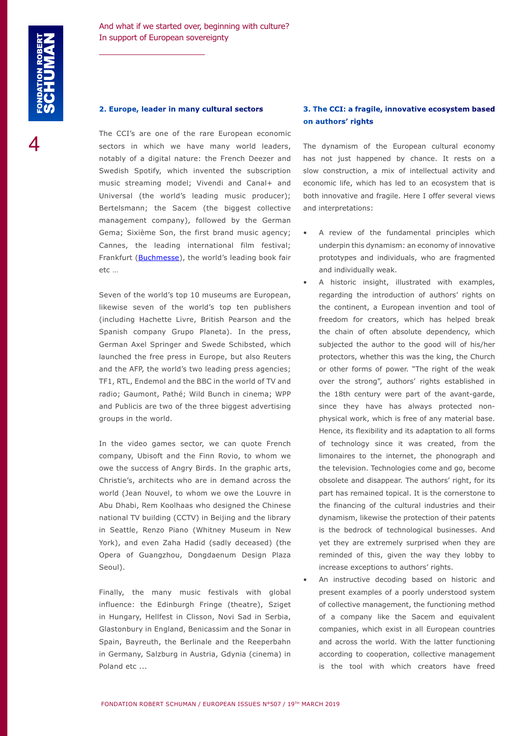## 2. Europe, leader in many cultural sectors

The CCI's are one of the rare European economic sectors in which we have many world leaders, notably of a digital nature: the French Deezer and Swedish Spotify, which invented the subscription music streaming model; Vivendi and Canal+ and Universal (the world's leading music producer); Bertelsmann; the Sacem (the biggest collective management company), followed by the German Gema; Sixième Son, the first brand music agency; Cannes, the leading international film festival; Frankfurt (Buchmesse), the world's leading book fair etc ...

Seven of the world's top 10 museums are European, likewise seven of the world's top ten publishers (including Hachette Livre, British Pearson and the Spanish company Grupo Planeta). In the press, German Axel Springer and Swede Schibsted, which launched the free press in Europe, but also Reuters and the AFP, the world's two leading press agencies; TF1, RTL, Endemol and the BBC in the world of TV and radio; Gaumont, Pathé; Wild Bunch in cinema; WPP and Publicis are two of the three biggest advertising groups in the world.

In the video games sector, we can quote French company, Ubisoft and the Finn Rovio, to whom we owe the success of Angry Birds. In the graphic arts, Christie's, architects who are in demand across the world (Jean Nouvel, to whom we owe the Louvre in Abu Dhabi, Rem Koolhaas who designed the Chinese national TV building (CCTV) in Beijing and the library in Seattle, Renzo Piano (Whitney Museum in New York), and even Zaha Hadid (sadly deceased) (the Opera of Guangzhou, Dongdaenum Design Plaza Seoul).

Finally, the many music festivals with global influence: the Edinburgh Fringe (theatre), Sziget in Hungary, Hellfest in Clisson, Novi Sad in Serbia, Glastonbury in England, Benicassim and the Sonar in Spain, Bayreuth, the Berlinale and the Reeperbahn in Germany, Salzburg in Austria, Gdynia (cinema) in Poland etc ...

## 3. The CCI: a fragile, innovative ecosystem based on authors' rights

The dynamism of the European cultural economy has not just happened by chance. It rests on a slow construction, a mix of intellectual activity and economic life, which has led to an ecosystem that is both innovative and fragile. Here I offer several views and interpretations:

- A review of the fundamental principles which underpin this dynamism: an economy of innovative prototypes and individuals, who are fragmented and individually weak.
- A historic insight, illustrated with examples, regarding the introduction of authors' rights on the continent, a European invention and tool of freedom for creators, which has helped break the chain of often absolute dependency, which subjected the author to the good will of his/her protectors, whether this was the king, the Church or other forms of power. "The right of the weak over the strong", authors' rights established in the 18th century were part of the avant-garde, since they have has always protected non-physical work, which is free of any material base. Hence, its flexibility and its adaptation to all forms of technology since it was created, from the limonaires to the internet, the phonograph and the television. Technologies come and go, become obsolete and disappear. The authors' right, for its part has remained topical. It is the cornerstone to the financing of the cultural industries and their dynamism, likewise the protection of their patents is the bedrock of technological businesses. And yet they are extremely surprised when they are reminded of this, given the way they lobby to increase exceptions to authors' rights.
- An instructive decoding based on historic and present examples of a poorly understood system of collective management, the functioning method of a company like the Sacem and equivalent companies, which exist in all European countries and across the world. With the latter functioning according to cooperation, collective management is the tool with which creators have freed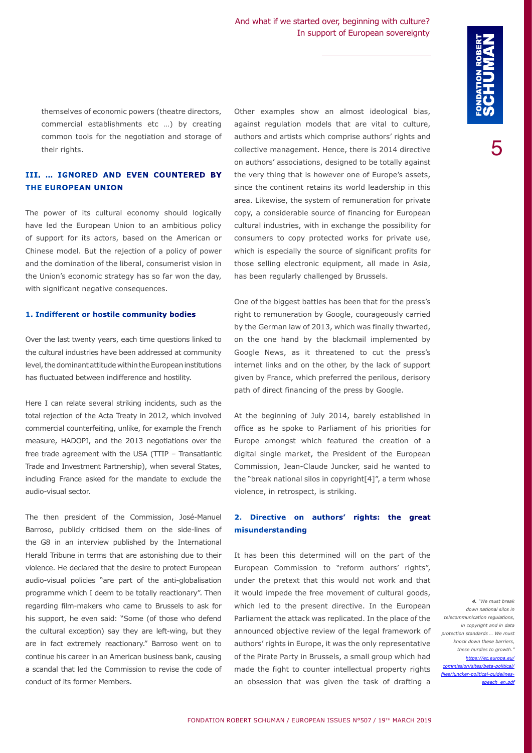themselves of economic powers (theatre directors, commercial establishments etc …) by creating common tools for the negotiation and storage of their rights.

## III. … IGNORED AND EVEN COUNTERED BY THE EUROPEAN UNION

The power of its cultural economy should logically have led the European Union to an ambitious policy of support for its actors, based on the American or Chinese model. But the rejection of a policy of power and the domination of the liberal, consumerist vision in the Union's economic strategy has so far won the day, with significant negative consequences.

### 1. Indifferent or hostile community bodies

Over the last twenty years, each time questions linked to the cultural industries have been addressed at community level, the dominant attitude within the European institutions has fluctuated between indifference and hostility.

Here I can relate several striking incidents, such as the total rejection of the Acta Treaty in 2012, which involved commercial counterfeiting, unlike, for example the French measure, HADOPI, and the 2013 negotiations over the free trade agreement with the USA (TTIP – Transatlantic Trade and Investment Partnership), when several States, including France asked for the mandate to exclude the audio-visual sector.

The then president of the Commission, José-Manuel Barroso, publicly criticised them on the side-lines of the G8 in an interview published by the International Herald Tribune in terms that are astonishing due to their violence. He declared that the desire to protect European audio-visual policies "are part of the anti-globalisation programme which I deem to be totally reactionary". Then regarding film-makers who came to Brussels to ask for his support, he even said: "Some (of those who defend the cultural exception) say they are left-wing, but they are in fact extremely reactionary." Barroso went on to continue his career in an American business bank, causing a scandal that led the Commission to revise the code of conduct of its former Members.

Other examples show an almost ideological bias, against regulation models that are vital to culture, authors and artists which comprise authors' rights and collective management. Hence, there is 2014 directive on authors' associations, designed to be totally against the very thing that is however one of Europe's assets, since the continent retains its world leadership in this area. Likewise, the system of remuneration for private copy, a considerable source of financing for European cultural industries, with in exchange the possibility for consumers to copy protected works for private use, which is especially the source of significant profits for those selling electronic equipment, all made in Asia, has been regularly challenged by Brussels.

One of the biggest battles has been that for the press's right to remuneration by Google, courageously carried by the German law of 2013, which was finally thwarted, on the one hand by the blackmail implemented by Google News, as it threatened to cut the press's internet links and on the other, by the lack of support given by France, which preferred the perilous, derisory path of direct financing of the press by Google.

At the beginning of July 2014, barely established in office as he spoke to Parliament of his priorities for Europe amongst which featured the creation of a digital single market, the President of the European Commission, Jean-Claude Juncker, said he wanted to the "break national silos in copyright[4]", a term whose violence, in retrospect, is striking.

### 2. Directive on authors' rights: the great misunderstanding

It has been this determined will on the part of the European Commission to "reform authors' rights", under the pretext that this would not work and that it would impede the free movement of cultural goods, which led to the present directive. In the European Parliament the attack was replicated. In the place of the announced objective review of the legal framework of authors' rights in Europe, it was the only representative of the Pirate Party in Brussels, a small group which had made the fight to counter intellectual property rights an obsession that was given the task of drafting a

*4. "We must break down national silos in telecommunication regulations, in copyright and in data protection standards … We must knock down these barriers, these hurdles to growth." https://ec.europa.eu/commission/sites/beta-political/files/juncker-political-guidelines-speech_en.pdf*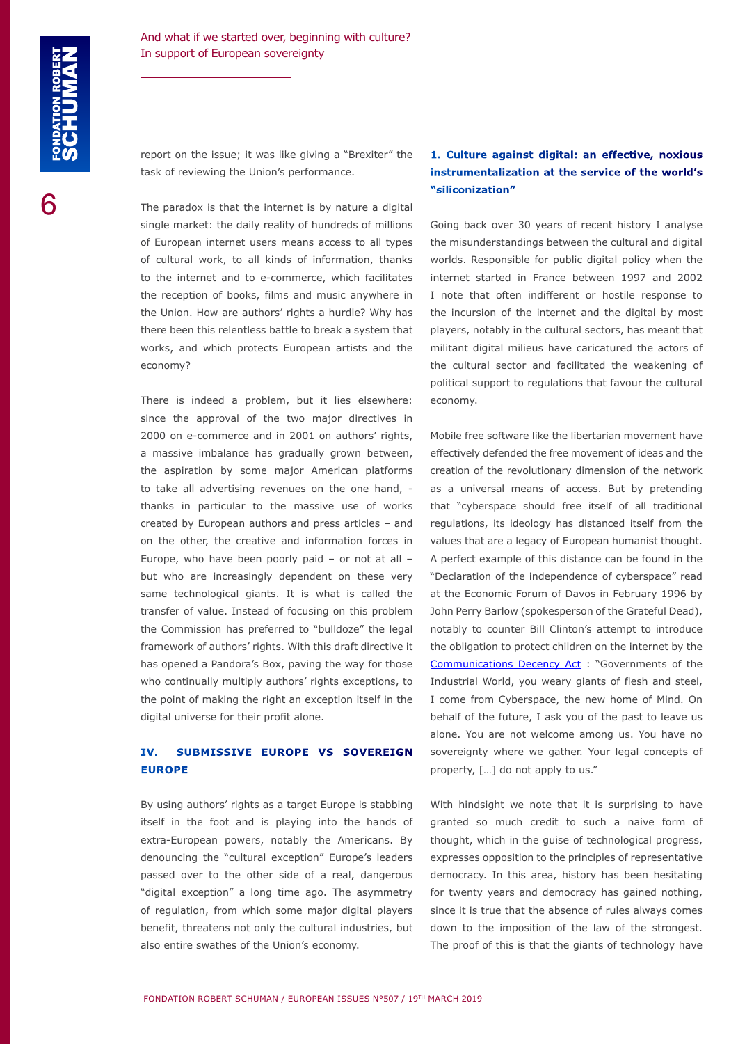report on the issue; it was like giving a "Brexiter" the task of reviewing the Union's performance.

The paradox is that the internet is by nature a digital single market: the daily reality of hundreds of millions of European internet users means access to all types of cultural work, to all kinds of information, thanks to the internet and to e-commerce, which facilitates the reception of books, films and music anywhere in the Union. How are authors' rights a hurdle? Why has there been this relentless battle to break a system that works, and which protects European artists and the economy?

There is indeed a problem, but it lies elsewhere: since the approval of the two major directives in 2000 on e-commerce and in 2001 on authors' rights, a massive imbalance has gradually grown between, the aspiration by some major American platforms to take all advertising revenues on the one hand, - thanks in particular to the massive use of works created by European authors and press articles – and on the other, the creative and information forces in Europe, who have been poorly paid – or not at all – but who are increasingly dependent on these very same technological giants. It is what is called the transfer of value. Instead of focusing on this problem the Commission has preferred to "bulldoze" the legal framework of authors' rights. With this draft directive it has opened a Pandora's Box, paving the way for those who continually multiply authors' rights exceptions, to the point of making the right an exception itself in the digital universe for their profit alone.

## IV. SUBMISSIVE EUROPE VS SOVEREIGN EUROPE

By using authors' rights as a target Europe is stabbing itself in the foot and is playing into the hands of extra-European powers, notably the Americans. By denouncing the "cultural exception" Europe's leaders passed over to the other side of a real, dangerous "digital exception" a long time ago. The asymmetry of regulation, from which some major digital players benefit, threatens not only the cultural industries, but also entire swathes of the Union's economy.

### 1. Culture against digital: an effective, noxious instrumentalization at the service of the world's "siliconization"

Going back over 30 years of recent history I analyse the misunderstandings between the cultural and digital worlds. Responsible for public digital policy when the internet started in France between 1997 and 2002 I note that often indifferent or hostile response to the incursion of the internet and the digital by most players, notably in the cultural sectors, has meant that militant digital milieus have caricatured the actors of the cultural sector and facilitated the weakening of political support to regulations that favour the cultural economy.

Mobile free software like the libertarian movement have effectively defended the free movement of ideas and the creation of the revolutionary dimension of the network as a universal means of access. But by pretending that "cyberspace should free itself of all traditional regulations, its ideology has distanced itself from the values that are a legacy of European humanist thought. A perfect example of this distance can be found in the "Declaration of the independence of cyberspace" read at the Economic Forum of Davos in February 1996 by John Perry Barlow (spokesperson of the Grateful Dead), notably to counter Bill Clinton's attempt to introduce the obligation to protect children on the internet by the Communications Decency Act : "Governments of the Industrial World, you weary giants of flesh and steel, I come from Cyberspace, the new home of Mind. On behalf of the future, I ask you of the past to leave us alone. You are not welcome among us. You have no sovereignty where we gather. Your legal concepts of property, […] do not apply to us."

With hindsight we note that it is surprising to have granted so much credit to such a naive form of thought, which in the guise of technological progress, expresses opposition to the principles of representative democracy. In this area, history has been hesitating for twenty years and democracy has gained nothing, since it is true that the absence of rules always comes down to the imposition of the law of the strongest. The proof of this is that the giants of technology have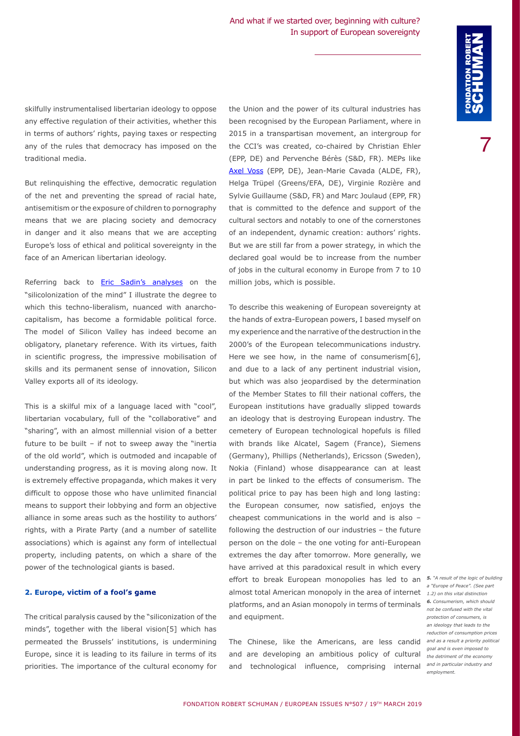skilfully instrumentalised libertarian ideology to oppose any effective regulation of their activities, whether this in terms of authors' rights, paying taxes or respecting any of the rules that democracy has imposed on the traditional media.

But relinquishing the effective, democratic regulation of the net and preventing the spread of racial hate, antisemitism or the exposure of children to pornography means that we are placing society and democracy in danger and it also means that we are accepting Europe's loss of ethical and political sovereignty in the face of an American libertarian ideology.

Referring back to Eric Sadin's analyses on the "silicolonization of the mind" I illustrate the degree to which this techno-liberalism, nuanced with anarcho-capitalism, has become a formidable political force. The model of Silicon Valley has indeed become an obligatory, planetary reference. With its virtues, faith in scientific progress, the impressive mobilisation of skills and its permanent sense of innovation, Silicon Valley exports all of its ideology.

This is a skilful mix of a language laced with "cool", libertarian vocabulary, full of the "collaborative" and "sharing", with an almost millennial vision of a better future to be built – if not to sweep away the "inertia of the old world", which is outmoded and incapable of understanding progress, as it is moving along now. It is extremely effective propaganda, which makes it very difficult to oppose those who have unlimited financial means to support their lobbying and form an objective alliance in some areas such as the hostility to authors' rights, with a Pirate Party (and a number of satellite associations) which is against any form of intellectual property, including patents, on which a share of the power of the technological giants is based.

## 2. Europe, victim of a fool's game

The critical paralysis caused by the "siliconization of the minds", together with the liberal vision[5] which has permeated the Brussels' institutions, is undermining Europe, since it is leading to its failure in terms of its priorities. The importance of the cultural economy for the Union and the power of its cultural industries has been recognised by the European Parliament, where in 2015 in a transpartisan movement, an intergroup for the CCI's was created, co-chaired by Christian Ehler (EPP, DE) and Pervenche Bérès (S&D, FR). MEPs like Axel Voss (EPP, DE), Jean-Marie Cavada (ALDE, FR), Helga Trüpel (Greens/EFA, DE), Virginie Rozière and Sylvie Guillaume (S&D, FR) and Marc Joulaud (EPP, FR) that is committed to the defence and support of the cultural sectors and notably to one of the cornerstones of an independent, dynamic creation: authors' rights. But we are still far from a power strategy, in which the declared goal would be to increase from the number of jobs in the cultural economy in Europe from 7 to 10 million jobs, which is possible.

To describe this weakening of European sovereignty at the hands of extra-European powers, I based myself on my experience and the narrative of the destruction in the 2000's of the European telecommunications industry. Here we see how, in the name of consumerism[6], and due to a lack of any pertinent industrial vision, but which was also jeopardised by the determination of the Member States to fill their national coffers, the European institutions have gradually slipped towards an ideology that is destroying European industry. The cemetery of European technological hopefuls is filled with brands like Alcatel, Sagem (France), Siemens (Germany), Phillips (Netherlands), Ericsson (Sweden), Nokia (Finland) whose disappearance can at least in part be linked to the effects of consumerism. The political price to pay has been high and long lasting: the European consumer, now satisfied, enjoys the cheapest communications in the world and is also – following the destruction of our industries – the future person on the dole – the one voting for anti-European extremes the day after tomorrow. More generally, we have arrived at this paradoxical result in which every effort to break European monopolies has led to an almost total American monopoly in the area of internet platforms, and an Asian monopoly in terms of terminals and equipment.

The Chinese, like the Americans, are less candid and are developing an ambitious policy of cultural and technological influence, comprising internal

*5. "A result of the logic of building a "Europe of Peace". (See part 1.2) on this vital distinction*

*6. Consumerism, which should not be confused with the vital protection of consumers, is an ideology that leads to the reduction of consumption prices and as a result a priority political goal and is even imposed to the detriment of the economy and in particular industry and employment.*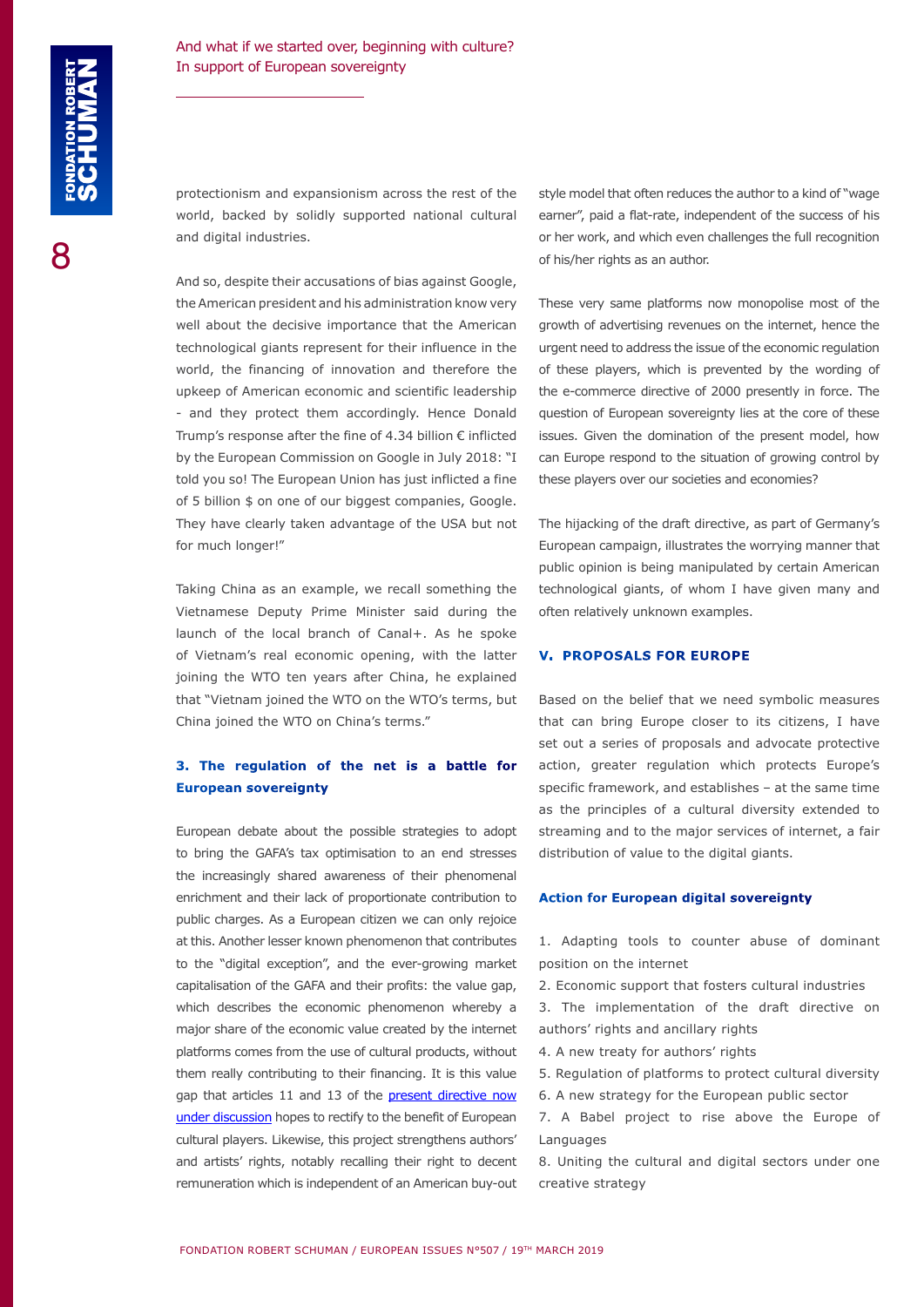protectionism and expansionism across the rest of the world, backed by solidly supported national cultural and digital industries.

And so, despite their accusations of bias against Google, the American president and his administration know very well about the decisive importance that the American technological giants represent for their influence in the world, the financing of innovation and therefore the upkeep of American economic and scientific leadership - and they protect them accordingly. Hence Donald Trump's response after the fine of 4.34 billion € inflicted by the European Commission on Google in July 2018: "I told you so! The European Union has just inflicted a fine of 5 billion $ on one of our biggest companies, Google. They have clearly taken advantage of the USA but not for much longer!"

Taking China as an example, we recall something the Vietnamese Deputy Prime Minister said during the launch of the local branch of Canal+. As he spoke of Vietnam's real economic opening, with the latter joining the WTO ten years after China, he explained that "Vietnam joined the WTO on the WTO's terms, but China joined the WTO on China's terms."

### 3. The regulation of the net is a battle for European sovereignty

European debate about the possible strategies to adopt to bring the GAFA's tax optimisation to an end stresses the increasingly shared awareness of their phenomenal enrichment and their lack of proportionate contribution to public charges. As a European citizen we can only rejoice at this. Another lesser known phenomenon that contributes to the "digital exception", and the ever-growing market capitalisation of the GAFA and their profits: the value gap, which describes the economic phenomenon whereby a major share of the economic value created by the internet platforms comes from the use of cultural products, without them really contributing to their financing. It is this value gap that articles 11 and 13 of the present directive now under discussion hopes to rectify to the benefit of European cultural players. Likewise, this project strengthens authors' and artists' rights, notably recalling their right to decent remuneration which is independent of an American buy-out style model that often reduces the author to a kind of "wage earner", paid a flat-rate, independent of the success of his or her work, and which even challenges the full recognition of his/her rights as an author.

These very same platforms now monopolise most of the growth of advertising revenues on the internet, hence the urgent need to address the issue of the economic regulation of these players, which is prevented by the wording of the e-commerce directive of 2000 presently in force. The question of European sovereignty lies at the core of these issues. Given the domination of the present model, how can Europe respond to the situation of growing control by these players over our societies and economies?

The hijacking of the draft directive, as part of Germany's European campaign, illustrates the worrying manner that public opinion is being manipulated by certain American technological giants, of whom I have given many and often relatively unknown examples.

## V. PROPOSALS FOR EUROPE

Based on the belief that we need symbolic measures that can bring Europe closer to its citizens, I have set out a series of proposals and advocate protective action, greater regulation which protects Europe's specific framework, and establishes – at the same time as the principles of a cultural diversity extended to streaming and to the major services of internet, a fair distribution of value to the digital giants.

### Action for European digital sovereignty

1. Adapting tools to counter abuse of dominant position on the internet
2. Economic support that fosters cultural industries
3. The implementation of the draft directive on authors' rights and ancillary rights
4. A new treaty for authors' rights
5. Regulation of platforms to protect cultural diversity
6. A new strategy for the European public sector
7. A Babel project to rise above the Europe of Languages
8. Uniting the cultural and digital sectors under one creative strategy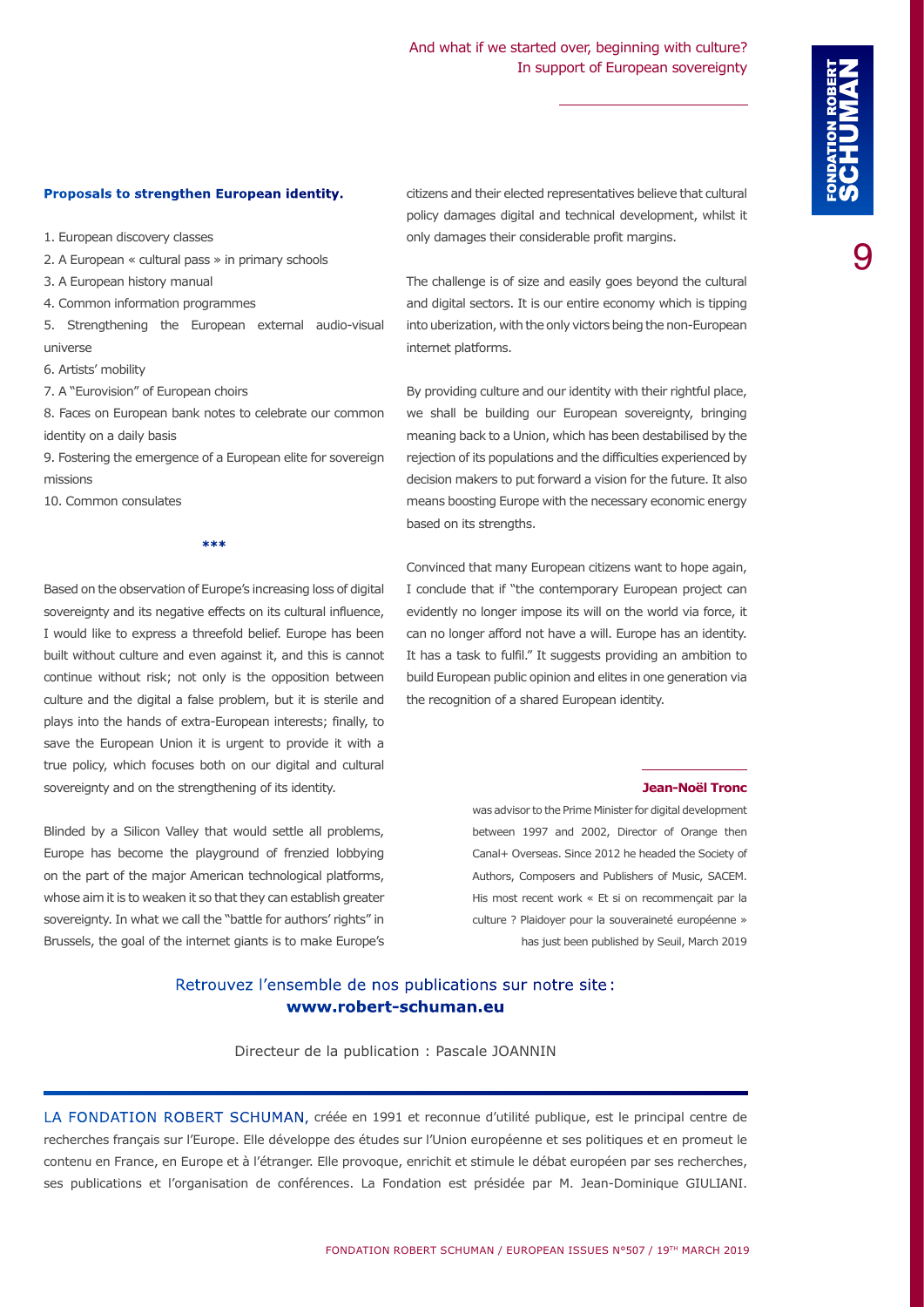**Proposals to strengthen European identity.**

1. European discovery classes
2. A European « cultural pass » in primary schools
3. A European history manual
4. Common information programmes
5. Strengthening the European external audio-visual universe
6. Artists' mobility
7. A "Eurovision" of European choirs
8. Faces on European bank notes to celebrate our common identity on a daily basis
9. Fostering the emergence of a European elite for sovereign missions
10. Common consulates

***

Based on the observation of Europe's increasing loss of digital sovereignty and its negative effects on its cultural influence, I would like to express a threefold belief. Europe has been built without culture and even against it, and this is cannot continue without risk; not only is the opposition between culture and the digital a false problem, but it is sterile and plays into the hands of extra-European interests; finally, to save the European Union it is urgent to provide it with a true policy, which focuses both on our digital and cultural sovereignty and on the strengthening of its identity.

Blinded by a Silicon Valley that would settle all problems, Europe has become the playground of frenzied lobbying on the part of the major American technological platforms, whose aim it is to weaken it so that they can establish greater sovereignty. In what we call the "battle for authors' rights" in Brussels, the goal of the internet giants is to make Europe's citizens and their elected representatives believe that cultural policy damages digital and technical development, whilst it only damages their considerable profit margins.

The challenge is of size and easily goes beyond the cultural and digital sectors. It is our entire economy which is tipping into uberization, with the only victors being the non-European internet platforms.

By providing culture and our identity with their rightful place, we shall be building our European sovereignty, bringing meaning back to a Union, which has been destabilised by the rejection of its populations and the difficulties experienced by decision makers to put forward a vision for the future. It also means boosting Europe with the necessary economic energy based on its strengths.

Convinced that many European citizens want to hope again, I conclude that if "the contemporary European project can evidently no longer impose its will on the world via force, it can no longer afford not have a will. Europe has an identity. It has a task to fulfil." It suggests providing an ambition to build European public opinion and elites in one generation via the recognition of a shared European identity.

**Jean-Noël Tronc**

was advisor to the Prime Minister for digital development between 1997 and 2002, Director of Orange then Canal+ Overseas. Since 2012 he headed the Society of Authors, Composers and Publishers of Music, SACEM. His most recent work « Et si on recommençait par la culture ? Plaidoyer pour la souveraineté européenne » has just been published by Seuil, March 2019

Retrouvez l'ensemble de nos publications sur notre site :
**www.robert-schuman.eu**

Directeur de la publication : Pascale JOANNIN

LA FONDATION ROBERT SCHUMAN, créée en 1991 et reconnue d'utilité publique, est le principal centre de recherches français sur l'Europe. Elle développe des études sur l'Union européenne et ses politiques et en promeut le contenu en France, en Europe et à l'étranger. Elle provoque, enrichit et stimule le débat européen par ses recherches, ses publications et l'organisation de conférences. La Fondation est présidée par M. Jean-Dominique GIULIANI.